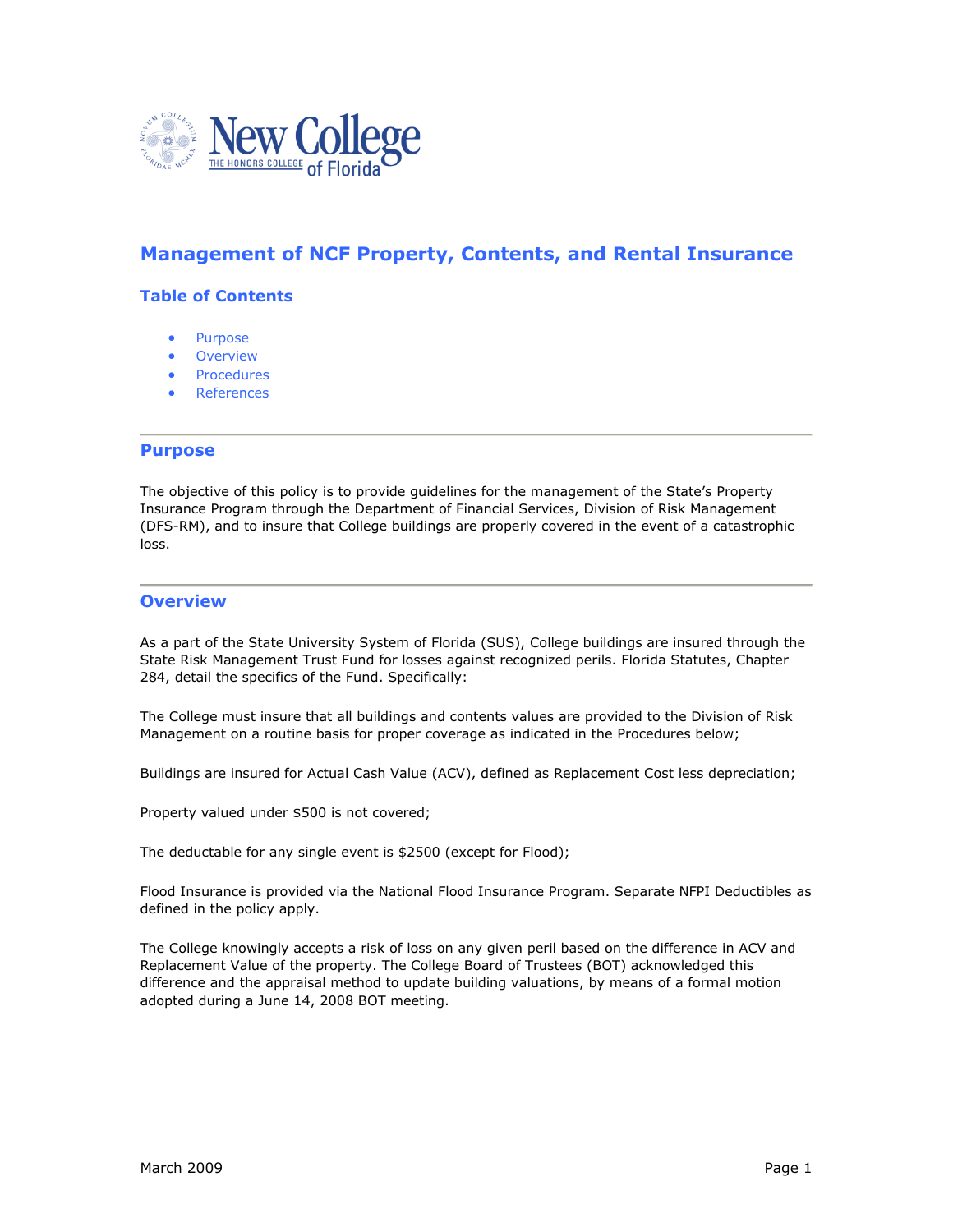# Management of NCF Property, Contents, and Rental Insurance

## Table of Contents

- Purpose
- Overview
- Procedures
- References

## Purpose

The objective of this policy is to provide guidelines for the management of the State's Property Insurance Program through the Department of Financial Services, Division of Risk Management (DFS-RM), and to insure that College buildings are properly covered in the event of a catastrophic loss.

## Overview

As a part of the State University System of Florida (SUS), College buildings are insured through the State Risk Management Trust Fund for losses against recognized perils. Florida Statutes, Chapter 284, detail the specifics of the Fund. Specifically:

The College must insure that all buildings and contents values are provided to the Division of Risk Management on a routine basis for proper coverage as indicated in the Procedures below;

Buildings are insured for Actual Cash Value (ACV), defined as Replacement Cost less depreciation;

Property valued under $500 is not covered;

The deductable for any single event is $2500 (except for Flood);

Flood Insurance is provided via the National Flood Insurance Program. Separate NFPI Deductibles as defined in the policy apply.

The College knowingly accepts a risk of loss on any given peril based on the difference in ACV and Replacement Value of the property. The College Board of Trustees (BOT) acknowledged this difference and the appraisal method to update building valuations, by means of a formal motion adopted during a June 14, 2008 BOT meeting.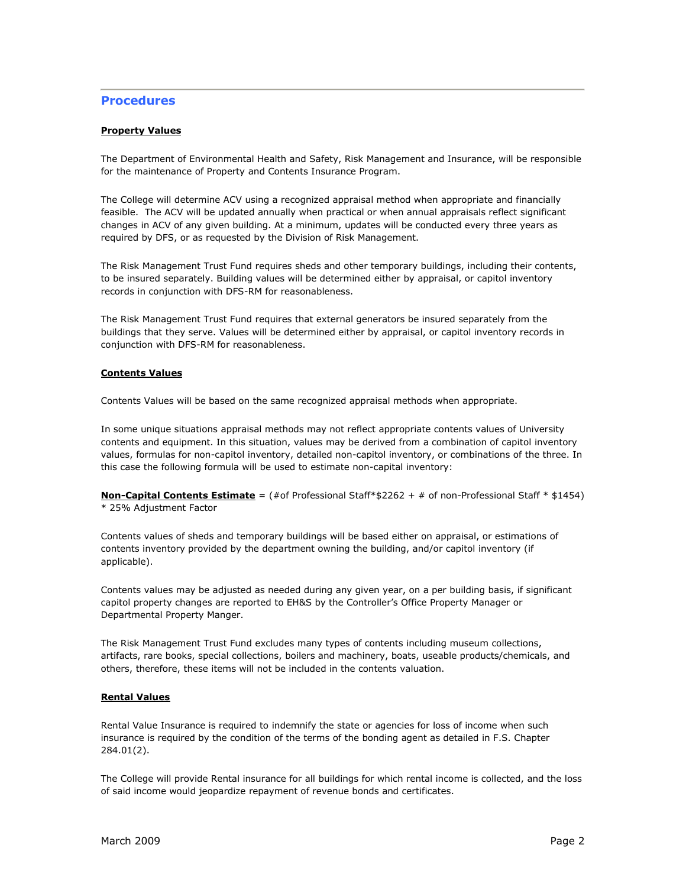## Procedures

**Property Values**

The Department of Environmental Health and Safety, Risk Management and Insurance, will be responsible for the maintenance of Property and Contents Insurance Program.

The College will determine ACV using a recognized appraisal method when appropriate and financially feasible. The ACV will be updated annually when practical or when annual appraisals reflect significant changes in ACV of any given building. At a minimum, updates will be conducted every three years as required by DFS, or as requested by the Division of Risk Management.

The Risk Management Trust Fund requires sheds and other temporary buildings, including their contents, to be insured separately. Building values will be determined either by appraisal, or capitol inventory records in conjunction with DFS-RM for reasonableness.

The Risk Management Trust Fund requires that external generators be insured separately from the buildings that they serve. Values will be determined either by appraisal, or capitol inventory records in conjunction with DFS-RM for reasonableness.

**Contents Values**

Contents Values will be based on the same recognized appraisal methods when appropriate.

In some unique situations appraisal methods may not reflect appropriate contents values of University contents and equipment. In this situation, values may be derived from a combination of capitol inventory values, formulas for non-capitol inventory, detailed non-capitol inventory, or combinations of the three. In this case the following formula will be used to estimate non-capital inventory:

**Non-Capital Contents Estimate** = (#of Professional Staff*$2262 + # of non-Professional Staff * $1454) * 25% Adjustment Factor

Contents values of sheds and temporary buildings will be based either on appraisal, or estimations of contents inventory provided by the department owning the building, and/or capitol inventory (if applicable).

Contents values may be adjusted as needed during any given year, on a per building basis, if significant capitol property changes are reported to EH&S by the Controller's Office Property Manager or Departmental Property Manger.

The Risk Management Trust Fund excludes many types of contents including museum collections, artifacts, rare books, special collections, boilers and machinery, boats, useable products/chemicals, and others, therefore, these items will not be included in the contents valuation.

**Rental Values**

Rental Value Insurance is required to indemnify the state or agencies for loss of income when such insurance is required by the condition of the terms of the bonding agent as detailed in F.S. Chapter 284.01(2).

The College will provide Rental insurance for all buildings for which rental income is collected, and the loss of said income would jeopardize repayment of revenue bonds and certificates.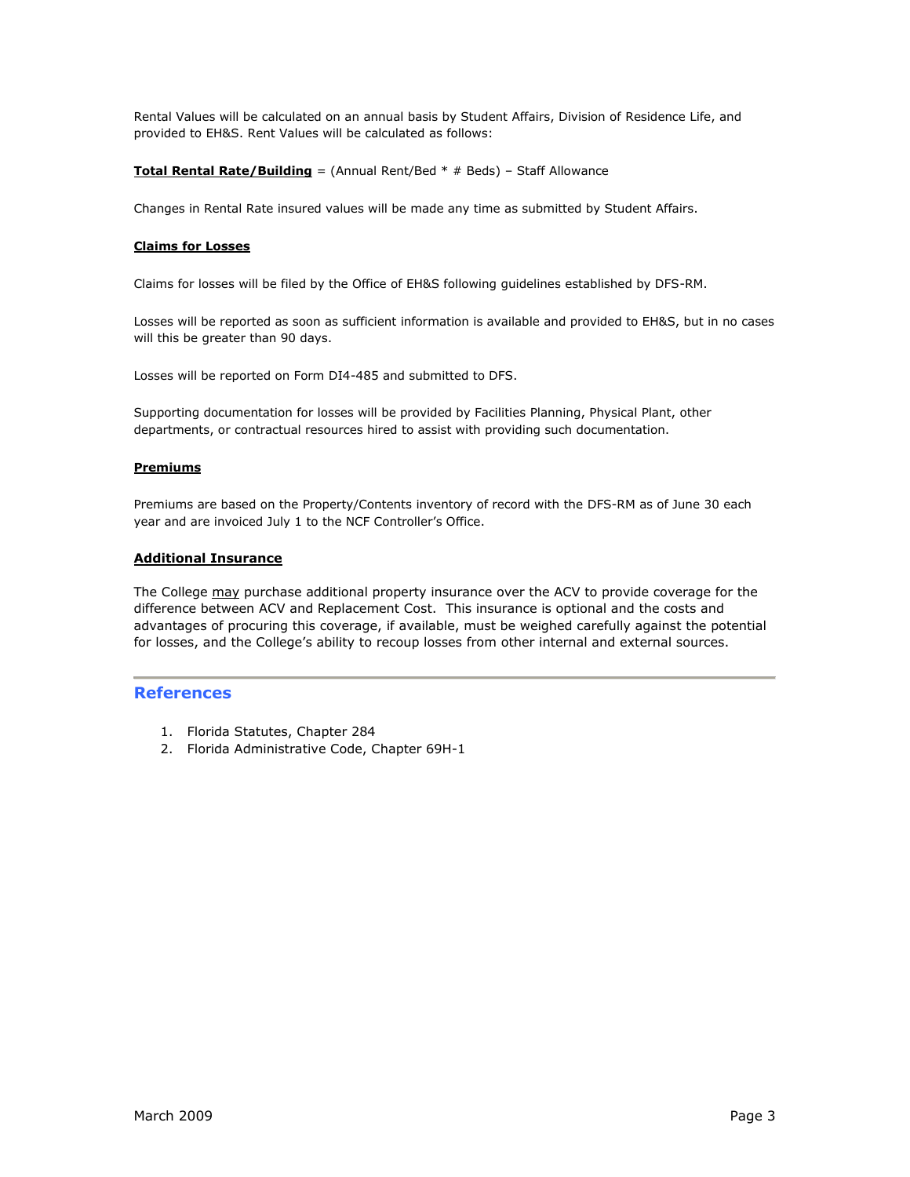Rental Values will be calculated on an annual basis by Student Affairs, Division of Residence Life, and provided to EH&S. Rent Values will be calculated as follows:

**Total Rental Rate/Building** = (Annual Rent/Bed * # Beds) – Staff Allowance

Changes in Rental Rate insured values will be made any time as submitted by Student Affairs.

**Claims for Losses**

Claims for losses will be filed by the Office of EH&S following guidelines established by DFS-RM.

Losses will be reported as soon as sufficient information is available and provided to EH&S, but in no cases will this be greater than 90 days.

Losses will be reported on Form DI4-485 and submitted to DFS.

Supporting documentation for losses will be provided by Facilities Planning, Physical Plant, other departments, or contractual resources hired to assist with providing such documentation.

**Premiums**

Premiums are based on the Property/Contents inventory of record with the DFS-RM as of June 30 each year and are invoiced July 1 to the NCF Controller's Office.

**Additional Insurance**

The College may purchase additional property insurance over the ACV to provide coverage for the difference between ACV and Replacement Cost. This insurance is optional and the costs and advantages of procuring this coverage, if available, must be weighed carefully against the potential for losses, and the College's ability to recoup losses from other internal and external sources.

## References

1. Florida Statutes, Chapter 284
2. Florida Administrative Code, Chapter 69H-1